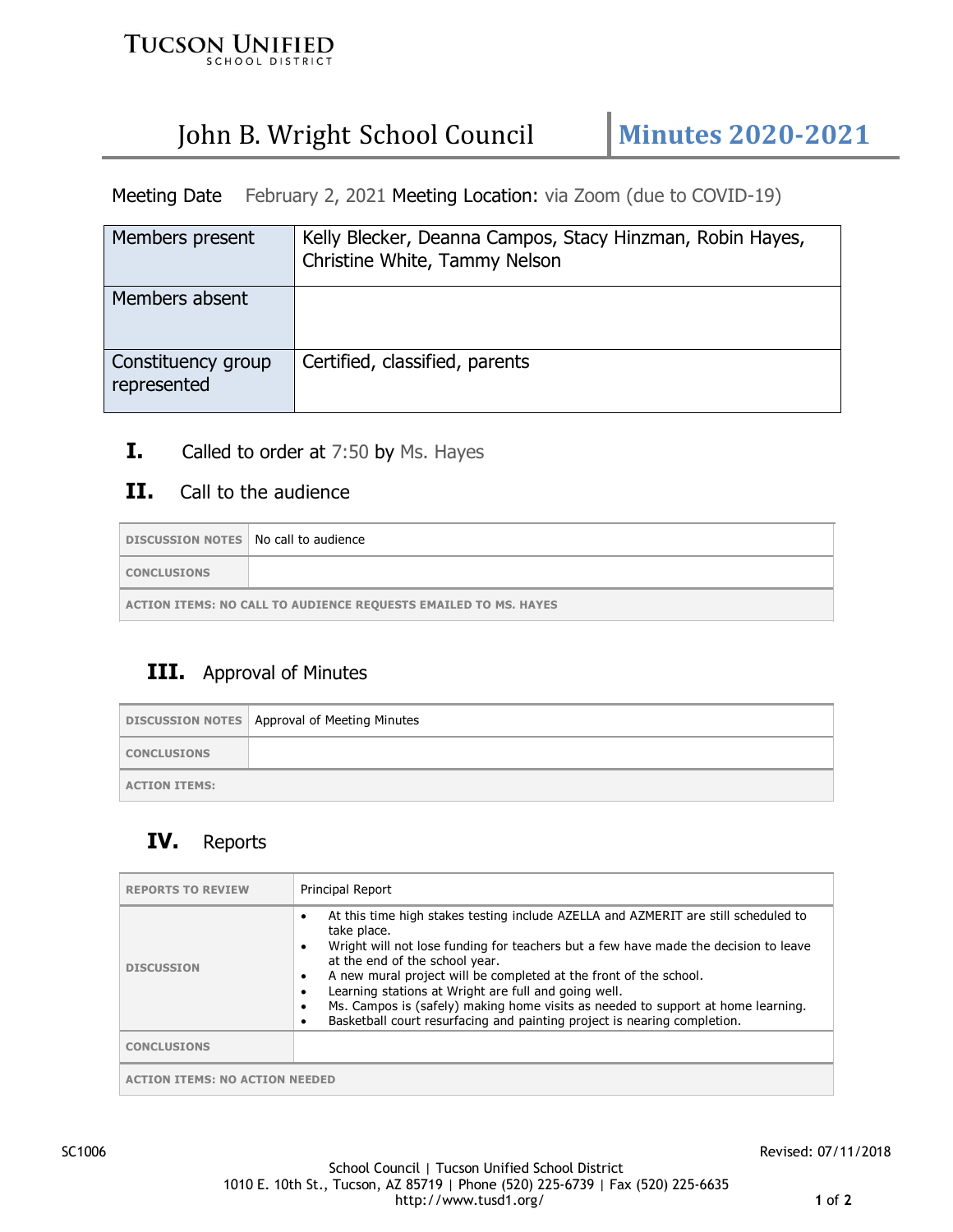TUCSON UNIFIED
SCHOOL DISTRICT

# John B. Wright School Council | Minutes 2020-2021

Meeting Date February 2, 2021 Meeting Location: via Zoom (due to COVID-19)

| Members present | Kelly Blecker, Deanna Campos, Stacy Hinzman, Robin Hayes, Christine White, Tammy Nelson |
|---|---|
| Members absent | |
| Constituency group represented | Certified, classified, parents |

## I. Called to order at 7:50 by Ms. Hayes

## II. Call to the audience

| DISCUSSION NOTES | No call to audience |
|---|---|
| CONCLUSIONS | |
| ACTION ITEMS: NO CALL TO AUDIENCE REQUESTS EMAILED TO MS. HAYES | |

## III. Approval of Minutes

| DISCUSSION NOTES | Approval of Meeting Minutes |
|---|---|
| CONCLUSIONS | |
| ACTION ITEMS: | |

## IV. Reports

| REPORTS TO REVIEW | Principal Report |
|---|---|
| DISCUSSION | • At this time high stakes testing include AZELLA and AZMERIT are still scheduled to take place.<br>• Wright will not lose funding for teachers but a few have made the decision to leave at the end of the school year.<br>• A new mural project will be completed at the front of the school.<br>• Learning stations at Wright are full and going well.<br>• Ms. Campos is (safely) making home visits as needed to support at home learning.<br>• Basketball court resurfacing and painting project is nearing completion. |
| CONCLUSIONS | |
| ACTION ITEMS: NO ACTION NEEDED | |

SC1006 Revised: 07/11/2018

School Council | Tucson Unified School District
1010 E. 10th St., Tucson, AZ 85719 | Phone (520) 225-6739 | Fax (520) 225-6635
http://www.tusd1.org/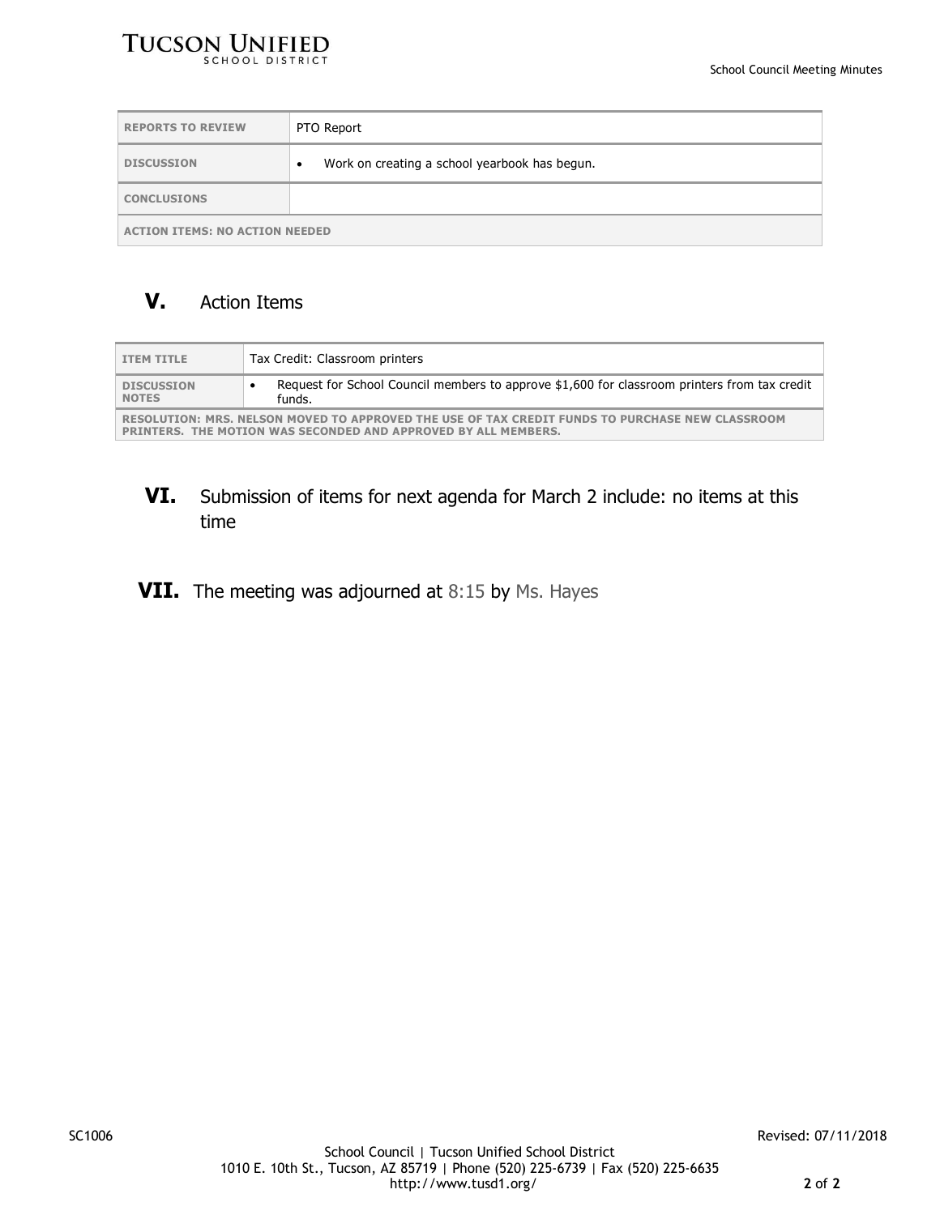| | |
|---|---|
| **REPORTS TO REVIEW** | PTO Report |
| **DISCUSSION** | • Work on creating a school yearbook has begun. |
| **CONCLUSIONS** | |
| **ACTION ITEMS: NO ACTION NEEDED** | |

## V. Action Items

| | |
|---|---|
| **ITEM TITLE** | Tax Credit: Classroom printers |
| **DISCUSSION NOTES** | • Request for School Council members to approve $1,600 for classroom printers from tax credit funds. |
| **RESOLUTION: MRS. NELSON MOVED TO APPROVED THE USE OF TAX CREDIT FUNDS TO PURCHASE NEW CLASSROOM PRINTERS. THE MOTION WAS SECONDED AND APPROVED BY ALL MEMBERS.** | |

## VI. Submission of items for next agenda for March 2 include: no items at this time

## VII. The meeting was adjourned at 8:15 by Ms. Hayes